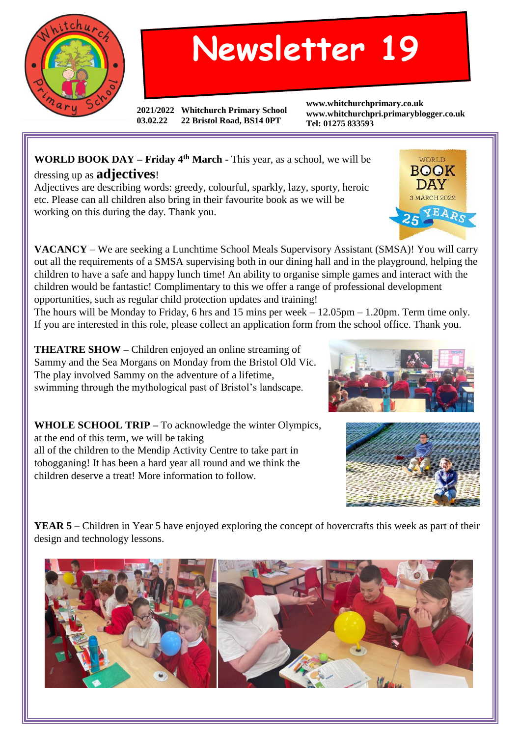# Newsletter 19

**2021/2022** **Whitchurch Primary School**
**03.02.22** **22 Bristol Road, BS14 0PT**

**www.whitchurchprimary.co.uk**
**www.whitchurchpri.primaryblogger.co.uk**
**Tel: 01275 833593**

**WORLD BOOK DAY – Friday 4th March** - This year, as a school, we will be dressing up as **adjectives**!
Adjectives are describing words: greedy, colourful, sparkly, lazy, sporty, heroic etc. Please can all children also bring in their favourite book as we will be working on this during the day. Thank you.

**VACANCY** – We are seeking a Lunchtime School Meals Supervisory Assistant (SMSA)! You will carry out all the requirements of a SMSA supervising both in our dining hall and in the playground, helping the children to have a safe and happy lunch time! An ability to organise simple games and interact with the children would be fantastic! Complimentary to this we offer a range of professional development opportunities, such as regular child protection updates and training!
The hours will be Monday to Friday, 6 hrs and 15 mins per week – 12.05pm – 1.20pm. Term time only. If you are interested in this role, please collect an application form from the school office. Thank you.

**THEATRE SHOW –** Children enjoyed an online streaming of Sammy and the Sea Morgans on Monday from the Bristol Old Vic. The play involved Sammy on the adventure of a lifetime, swimming through the mythological past of Bristol's landscape.

**WHOLE SCHOOL TRIP –** To acknowledge the winter Olympics, at the end of this term, we will be taking all of the children to the Mendip Activity Centre to take part in tobogganing! It has been a hard year all round and we think the children deserve a treat! More information to follow.

**YEAR 5 –** Children in Year 5 have enjoyed exploring the concept of hovercrafts this week as part of their design and technology lessons.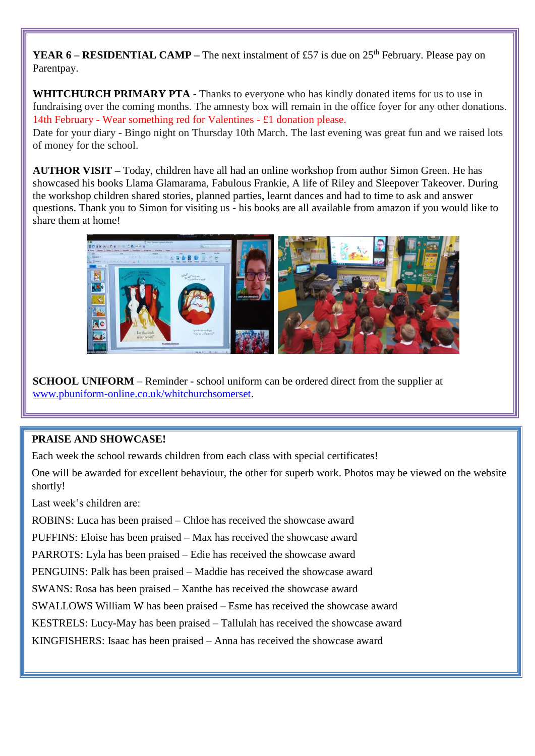**YEAR 6 – RESIDENTIAL CAMP –** The next instalment of £57 is due on 25th February. Please pay on Parentpay.

**WHITCHURCH PRIMARY PTA -** Thanks to everyone who has kindly donated items for us to use in fundraising over the coming months. The amnesty box will remain in the office foyer for any other donations.
14th February - Wear something red for Valentines - £1 donation please.
Date for your diary - Bingo night on Thursday 10th March. The last evening was great fun and we raised lots of money for the school.

**AUTHOR VISIT –** Today, children have all had an online workshop from author Simon Green. He has showcased his books Llama Glamarama, Fabulous Frankie, A life of Riley and Sleepover Takeover. During the workshop children shared stories, planned parties, learnt dances and had to time to ask and answer questions. Thank you to Simon for visiting us - his books are all available from amazon if you would like to share them at home!

**SCHOOL UNIFORM** – Reminder - school uniform can be ordered direct from the supplier at www.pbuniform-online.co.uk/whitchurchsomerset.

**PRAISE AND SHOWCASE!**

Each week the school rewards children from each class with special certificates!

One will be awarded for excellent behaviour, the other for superb work. Photos may be viewed on the website shortly!

Last week's children are:

ROBINS: Luca has been praised – Chloe has received the showcase award

PUFFINS: Eloise has been praised – Max has received the showcase award

PARROTS: Lyla has been praised – Edie has received the showcase award

PENGUINS: Palk has been praised – Maddie has received the showcase award

SWANS: Rosa has been praised – Xanthe has received the showcase award

SWALLOWS William W has been praised – Esme has received the showcase award

KESTRELS: Lucy-May has been praised – Tallulah has received the showcase award

KINGFISHERS: Isaac has been praised – Anna has received the showcase award